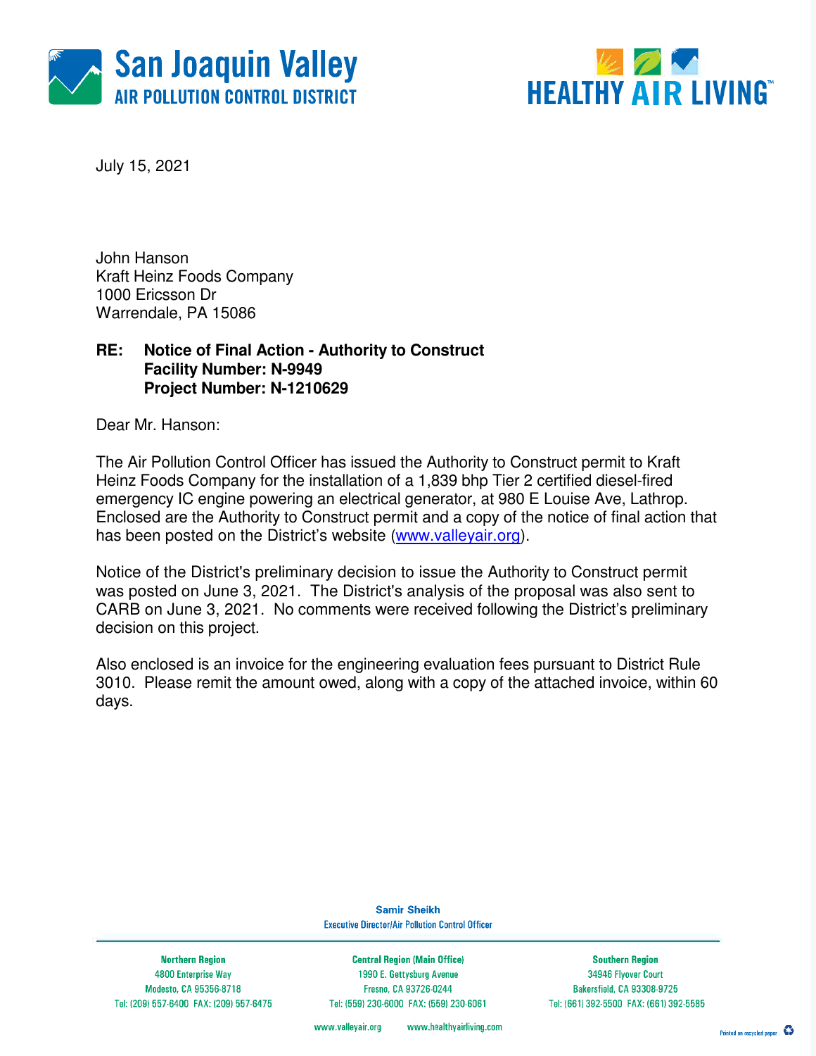San Joaquin Valley
AIR POLLUTION CONTROL DISTRICT

HEALTHY AIR LIVING™

July 15, 2021

John Hanson
Kraft Heinz Foods Company
1000 Ericsson Dr
Warrendale, PA 15086

**RE: Notice of Final Action - Authority to Construct**
**Facility Number: N-9949**
**Project Number: N-1210629**

Dear Mr. Hanson:

The Air Pollution Control Officer has issued the Authority to Construct permit to Kraft Heinz Foods Company for the installation of a 1,839 bhp Tier 2 certified diesel-fired emergency IC engine powering an electrical generator, at 980 E Louise Ave, Lathrop. Enclosed are the Authority to Construct permit and a copy of the notice of final action that has been posted on the District's website (www.valleyair.org).

Notice of the District's preliminary decision to issue the Authority to Construct permit was posted on June 3, 2021. The District's analysis of the proposal was also sent to CARB on June 3, 2021. No comments were received following the District's preliminary decision on this project.

Also enclosed is an invoice for the engineering evaluation fees pursuant to District Rule 3010. Please remit the amount owed, along with a copy of the attached invoice, within 60 days.

**Samir Sheikh**
Executive Director/Air Pollution Control Officer

| Northern Region | Central Region (Main Office) | Southern Region |
| --- | --- | --- |
| 4800 Enterprise Way | 1990 E. Gettysburg Avenue | 34946 Flyover Court |
| Modesto, CA 95356-8718 | Fresno, CA 93726-0244 | Bakersfield, CA 93308-9725 |
| Tel: (209) 557-6400 FAX: (209) 557-6475 | Tel: (559) 230-6000 FAX: (559) 230-6061 | Tel: (661) 392-5500 FAX: (661) 392-5585 |

www.valleyair.org www.healthyairliving.com

Printed on recycled paper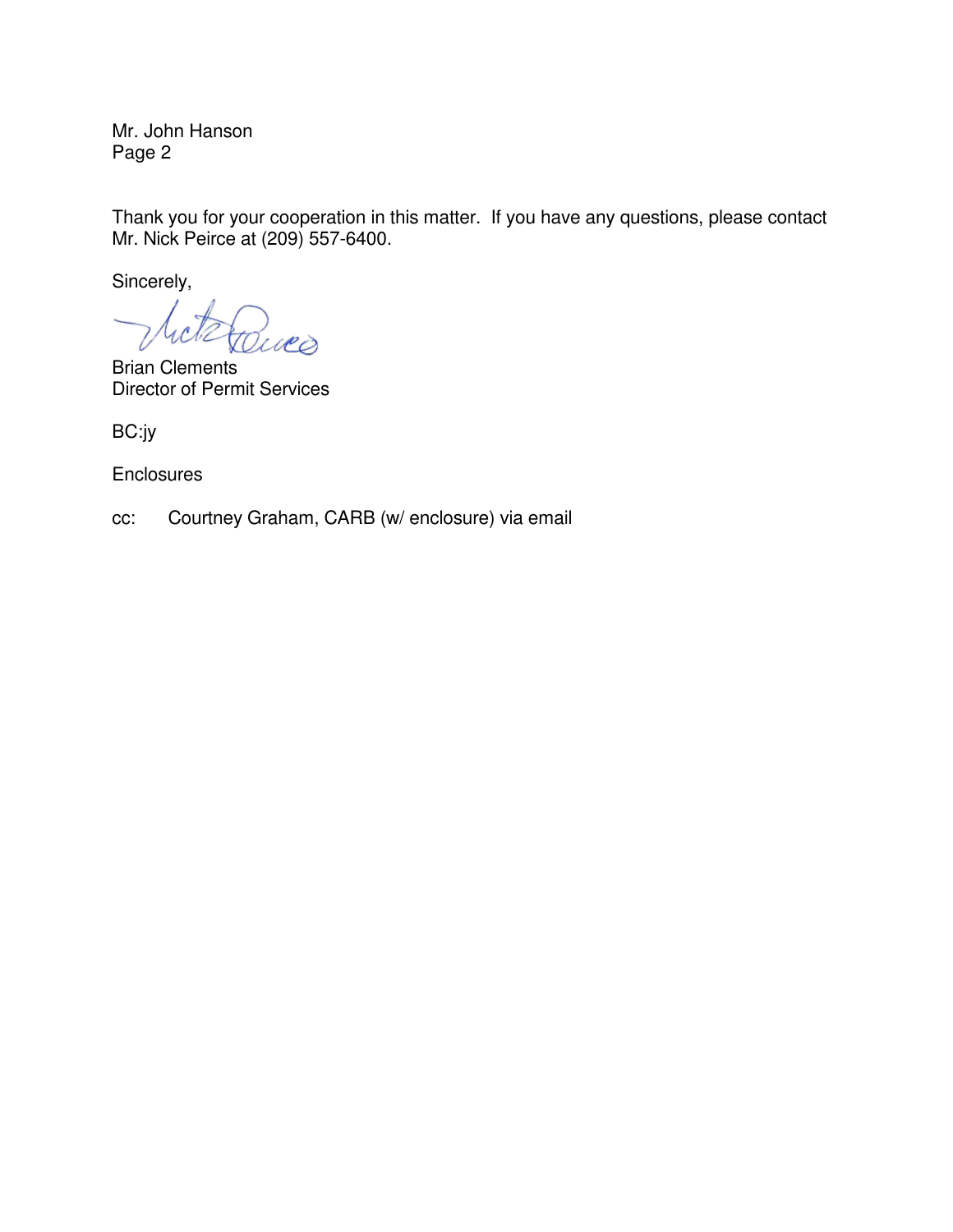Mr. John Hanson
Page 2

Thank you for your cooperation in this matter. If you have any questions, please contact Mr. Nick Peirce at (209) 557-6400.

Sincerely,

Brian Clements
Director of Permit Services

BC:jy

Enclosures

cc: Courtney Graham, CARB (w/ enclosure) via email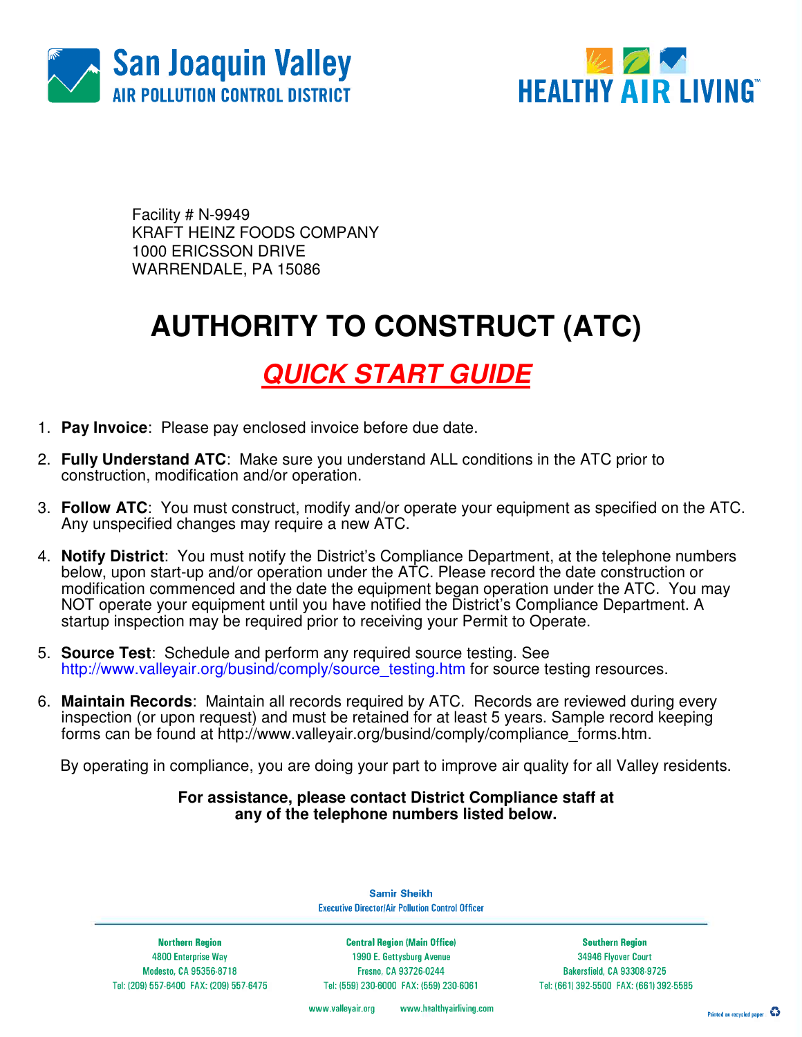San Joaquin Valley
AIR POLLUTION CONTROL DISTRICT

HEALTHY AIR LIVING™

Facility # N-9949
KRAFT HEINZ FOODS COMPANY
1000 ERICSSON DRIVE
WARRENDALE, PA 15086

# AUTHORITY TO CONSTRUCT (ATC)

## QUICK START GUIDE

1. **Pay Invoice**: Please pay enclosed invoice before due date.

2. **Fully Understand ATC**: Make sure you understand ALL conditions in the ATC prior to construction, modification and/or operation.

3. **Follow ATC**: You must construct, modify and/or operate your equipment as specified on the ATC. Any unspecified changes may require a new ATC.

4. **Notify District**: You must notify the District's Compliance Department, at the telephone numbers below, upon start-up and/or operation under the ATC. Please record the date construction or modification commenced and the date the equipment began operation under the ATC. You may NOT operate your equipment until you have notified the District's Compliance Department. A startup inspection may be required prior to receiving your Permit to Operate.

5. **Source Test**: Schedule and perform any required source testing. See http://www.valleyair.org/busind/comply/source_testing.htm for source testing resources.

6. **Maintain Records**: Maintain all records required by ATC. Records are reviewed during every inspection (or upon request) and must be retained for at least 5 years. Sample record keeping forms can be found at http://www.valleyair.org/busind/comply/compliance_forms.htm.

By operating in compliance, you are doing your part to improve air quality for all Valley residents.

**For assistance, please contact District Compliance staff at any of the telephone numbers listed below.**

Samir Sheikh
Executive Director/Air Pollution Control Officer

Northern Region
4800 Enterprise Way
Modesto, CA 95356-8718
Tel: (209) 557-6400 FAX: (209) 557-6475

Central Region (Main Office)
1990 E. Gettysburg Avenue
Fresno, CA 93726-0244
Tel: (559) 230-6000 FAX: (559) 230-6061

Southern Region
34946 Flyover Court
Bakersfield, CA 93308-9725
Tel: (661) 392-5500 FAX: (661) 392-5585

www.valleyair.org www.healthyairliving.com

Printed on recycled paper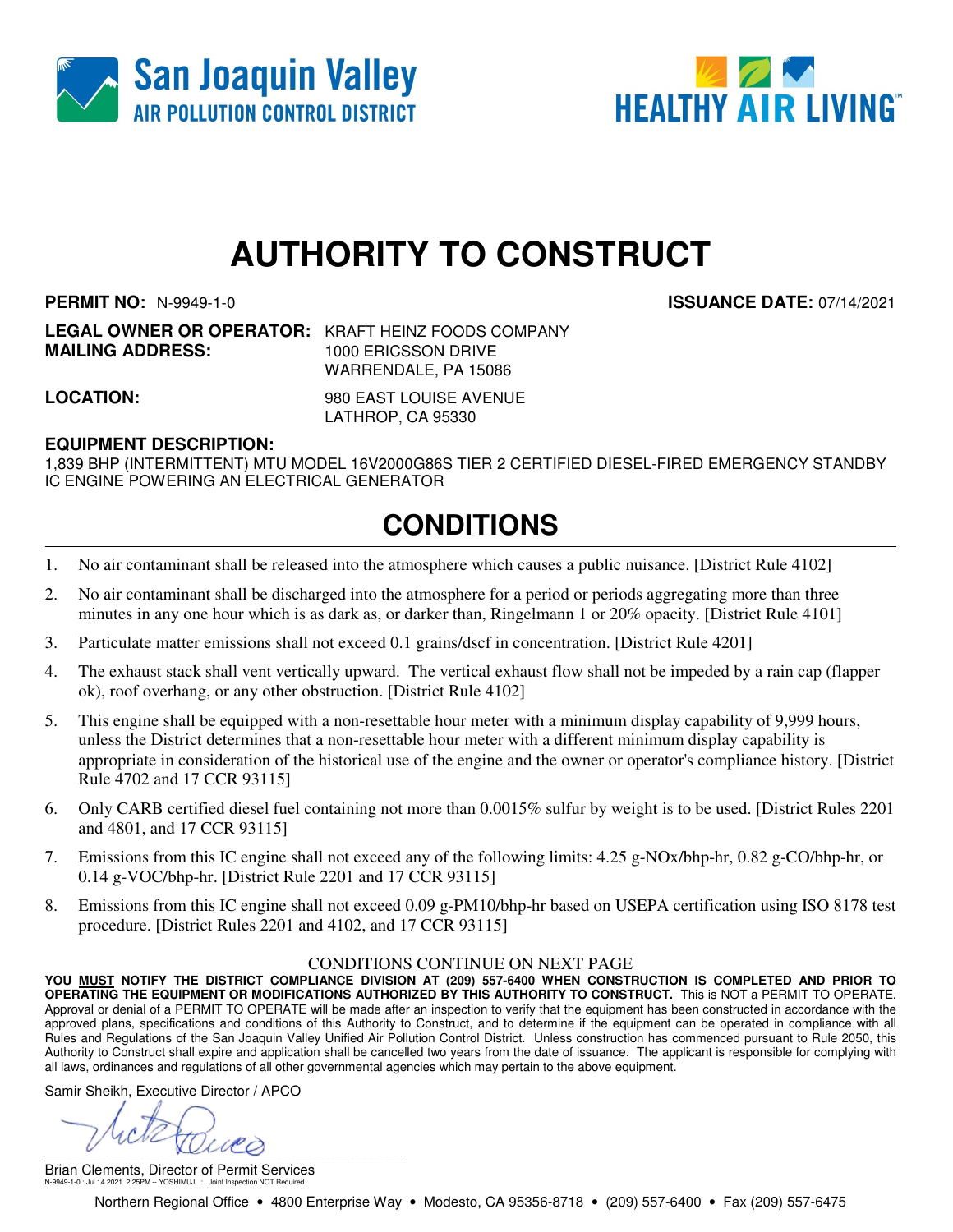San Joaquin Valley
AIR POLLUTION CONTROL DISTRICT

HEALTHY AIR LIVING™

# AUTHORITY TO CONSTRUCT

**PERMIT NO:** N-9949-1-0 **ISSUANCE DATE:** 07/14/2021

**LEGAL OWNER OR OPERATOR:** KRAFT HEINZ FOODS COMPANY
**MAILING ADDRESS:** 1000 ERICSSON DRIVE
WARRENDALE, PA 15086

**LOCATION:** 980 EAST LOUISE AVENUE
LATHROP, CA 95330

**EQUIPMENT DESCRIPTION:**
1,839 BHP (INTERMITTENT) MTU MODEL 16V2000G86S TIER 2 CERTIFIED DIESEL-FIRED EMERGENCY STANDBY IC ENGINE POWERING AN ELECTRICAL GENERATOR

## CONDITIONS

1. No air contaminant shall be released into the atmosphere which causes a public nuisance. [District Rule 4102]
2. No air contaminant shall be discharged into the atmosphere for a period or periods aggregating more than three minutes in any one hour which is as dark as, or darker than, Ringelmann 1 or 20% opacity. [District Rule 4101]
3. Particulate matter emissions shall not exceed 0.1 grains/dscf in concentration. [District Rule 4201]
4. The exhaust stack shall vent vertically upward. The vertical exhaust flow shall not be impeded by a rain cap (flapper ok), roof overhang, or any other obstruction. [District Rule 4102]
5. This engine shall be equipped with a non-resettable hour meter with a minimum display capability of 9,999 hours, unless the District determines that a non-resettable hour meter with a different minimum display capability is appropriate in consideration of the historical use of the engine and the owner or operator's compliance history. [District Rule 4702 and 17 CCR 93115]
6. Only CARB certified diesel fuel containing not more than 0.0015% sulfur by weight is to be used. [District Rules 2201 and 4801, and 17 CCR 93115]
7. Emissions from this IC engine shall not exceed any of the following limits: 4.25 g-NOx/bhp-hr, 0.82 g-CO/bhp-hr, or 0.14 g-VOC/bhp-hr. [District Rule 2201 and 17 CCR 93115]
8. Emissions from this IC engine shall not exceed 0.09 g-PM10/bhp-hr based on USEPA certification using ISO 8178 test procedure. [District Rules 2201 and 4102, and 17 CCR 93115]

CONDITIONS CONTINUE ON NEXT PAGE

**YOU <u>MUST</u> NOTIFY THE DISTRICT COMPLIANCE DIVISION AT (209) 557-6400 WHEN CONSTRUCTION IS COMPLETED AND PRIOR TO OPERATING THE EQUIPMENT OR MODIFICATIONS AUTHORIZED BY THIS AUTHORITY TO CONSTRUCT.** This is NOT a PERMIT TO OPERATE. Approval or denial of a PERMIT TO OPERATE will be made after an inspection to verify that the equipment has been constructed in accordance with the approved plans, specifications and conditions of this Authority to Construct, and to determine if the equipment can be operated in compliance with all Rules and Regulations of the San Joaquin Valley Unified Air Pollution Control District. Unless construction has commenced pursuant to Rule 2050, this Authority to Construct shall expire and application shall be cancelled two years from the date of issuance. The applicant is responsible for complying with all laws, ordinances and regulations of all other governmental agencies which may pertain to the above equipment.

Samir Sheikh, Executive Director / APCO

Brian Clements, Director of Permit Services

N-9949-1-0 : Jul 14 2021 2:25PM -- YOSHIMUJ : Joint Inspection NOT Required

Northern Regional Office • 4800 Enterprise Way • Modesto, CA 95356-8718 • (209) 557-6400 • Fax (209) 557-6475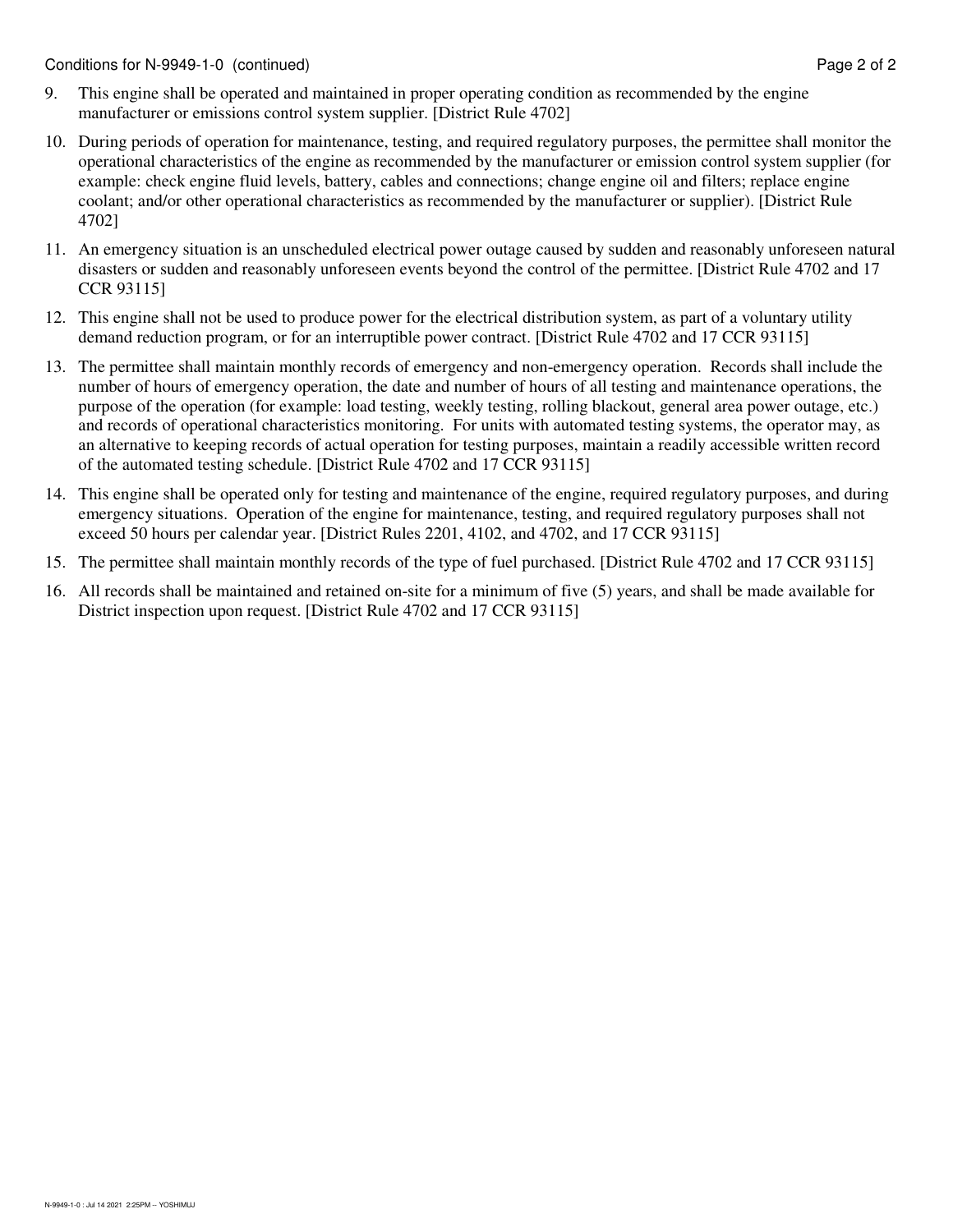9. This engine shall be operated and maintained in proper operating condition as recommended by the engine manufacturer or emissions control system supplier. [District Rule 4702]

10. During periods of operation for maintenance, testing, and required regulatory purposes, the permittee shall monitor the operational characteristics of the engine as recommended by the manufacturer or emission control system supplier (for example: check engine fluid levels, battery, cables and connections; change engine oil and filters; replace engine coolant; and/or other operational characteristics as recommended by the manufacturer or supplier). [District Rule 4702]

11. An emergency situation is an unscheduled electrical power outage caused by sudden and reasonably unforeseen natural disasters or sudden and reasonably unforeseen events beyond the control of the permittee. [District Rule 4702 and 17 CCR 93115]

12. This engine shall not be used to produce power for the electrical distribution system, as part of a voluntary utility demand reduction program, or for an interruptible power contract. [District Rule 4702 and 17 CCR 93115]

13. The permittee shall maintain monthly records of emergency and non-emergency operation. Records shall include the number of hours of emergency operation, the date and number of hours of all testing and maintenance operations, the purpose of the operation (for example: load testing, weekly testing, rolling blackout, general area power outage, etc.) and records of operational characteristics monitoring. For units with automated testing systems, the operator may, as an alternative to keeping records of actual operation for testing purposes, maintain a readily accessible written record of the automated testing schedule. [District Rule 4702 and 17 CCR 93115]

14. This engine shall be operated only for testing and maintenance of the engine, required regulatory purposes, and during emergency situations. Operation of the engine for maintenance, testing, and required regulatory purposes shall not exceed 50 hours per calendar year. [District Rules 2201, 4102, and 4702, and 17 CCR 93115]

15. The permittee shall maintain monthly records of the type of fuel purchased. [District Rule 4702 and 17 CCR 93115]

16. All records shall be maintained and retained on-site for a minimum of five (5) years, and shall be made available for District inspection upon request. [District Rule 4702 and 17 CCR 93115]